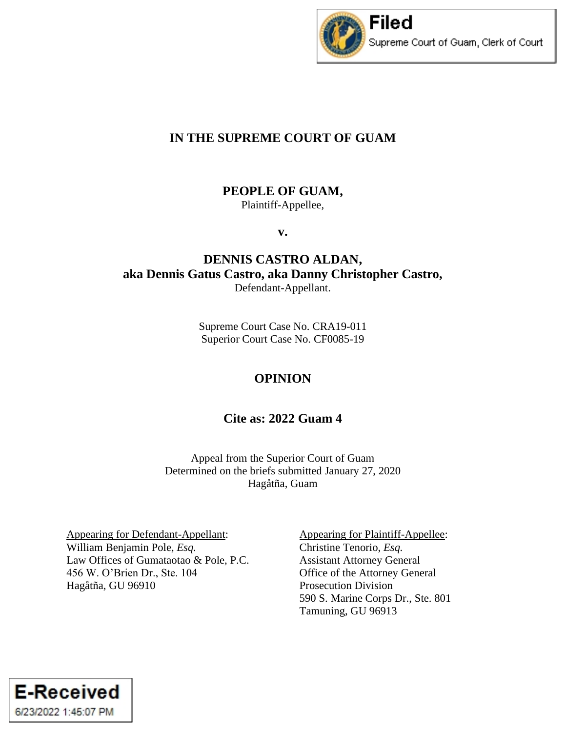Filed
Supreme Court of Guam, Clerk of Court

# IN THE SUPREME COURT OF GUAM

**PEOPLE OF GUAM,**
Plaintiff-Appellee,

**v.**

**DENNIS CASTRO ALDAN,**
**aka Dennis Gatus Castro, aka Danny Christopher Castro,**
Defendant-Appellant.

Supreme Court Case No. CRA19-011
Superior Court Case No. CF0085-19

## OPINION

### Cite as: 2022 Guam 4

Appeal from the Superior Court of Guam
Determined on the briefs submitted January 27, 2020
Hagåtña, Guam

Appearing for Defendant-Appellant:
William Benjamin Pole, *Esq.*
Law Offices of Gumataotao & Pole, P.C.
456 W. O'Brien Dr., Ste. 104
Hagåtña, GU 96910

Appearing for Plaintiff-Appellee:
Christine Tenorio, *Esq.*
Assistant Attorney General
Office of the Attorney General
Prosecution Division
590 S. Marine Corps Dr., Ste. 801
Tamuning, GU 96913

E-Received
6/23/2022 1:45:07 PM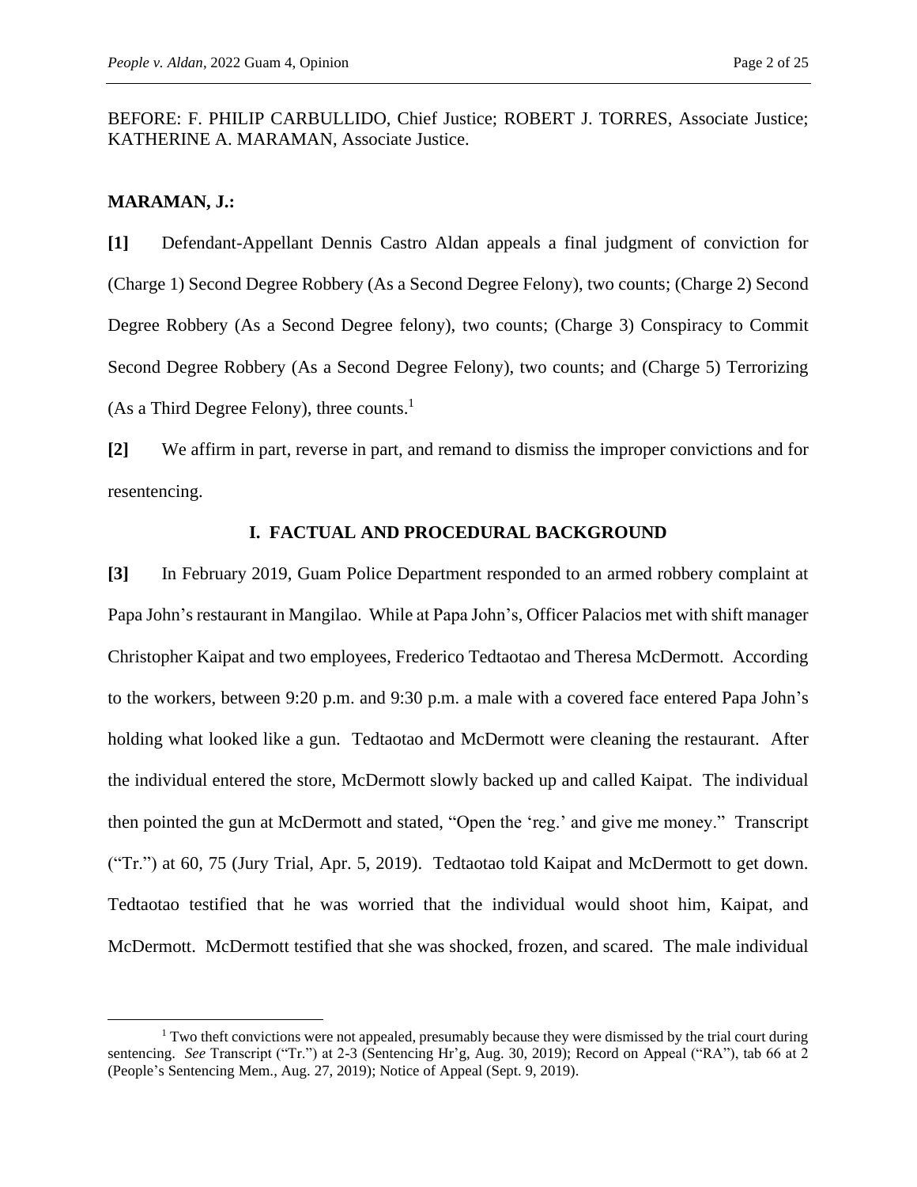BEFORE: F. PHILIP CARBULLIDO, Chief Justice; ROBERT J. TORRES, Associate Justice; KATHERINE A. MARAMAN, Associate Justice.

**MARAMAN, J.:**

**[1]** Defendant-Appellant Dennis Castro Aldan appeals a final judgment of conviction for (Charge 1) Second Degree Robbery (As a Second Degree Felony), two counts; (Charge 2) Second Degree Robbery (As a Second Degree felony), two counts; (Charge 3) Conspiracy to Commit Second Degree Robbery (As a Second Degree Felony), two counts; and (Charge 5) Terrorizing (As a Third Degree Felony), three counts.[1]

**[2]** We affirm in part, reverse in part, and remand to dismiss the improper convictions and for resentencing.

## I. FACTUAL AND PROCEDURAL BACKGROUND

**[3]** In February 2019, Guam Police Department responded to an armed robbery complaint at Papa John's restaurant in Mangilao. While at Papa John's, Officer Palacios met with shift manager Christopher Kaipat and two employees, Frederico Tedtaotao and Theresa McDermott. According to the workers, between 9:20 p.m. and 9:30 p.m. a male with a covered face entered Papa John's holding what looked like a gun. Tedtaotao and McDermott were cleaning the restaurant. After the individual entered the store, McDermott slowly backed up and called Kaipat. The individual then pointed the gun at McDermott and stated, "Open the 'reg.' and give me money." Transcript ("Tr.") at 60, 75 (Jury Trial, Apr. 5, 2019). Tedtaotao told Kaipat and McDermott to get down. Tedtaotao testified that he was worried that the individual would shoot him, Kaipat, and McDermott. McDermott testified that she was shocked, frozen, and scared. The male individual

---

[1] Two theft convictions were not appealed, presumably because they were dismissed by the trial court during sentencing. *See* Transcript ("Tr.") at 2-3 (Sentencing Hr'g, Aug. 30, 2019); Record on Appeal ("RA"), tab 66 at 2 (People's Sentencing Mem., Aug. 27, 2019); Notice of Appeal (Sept. 9, 2019).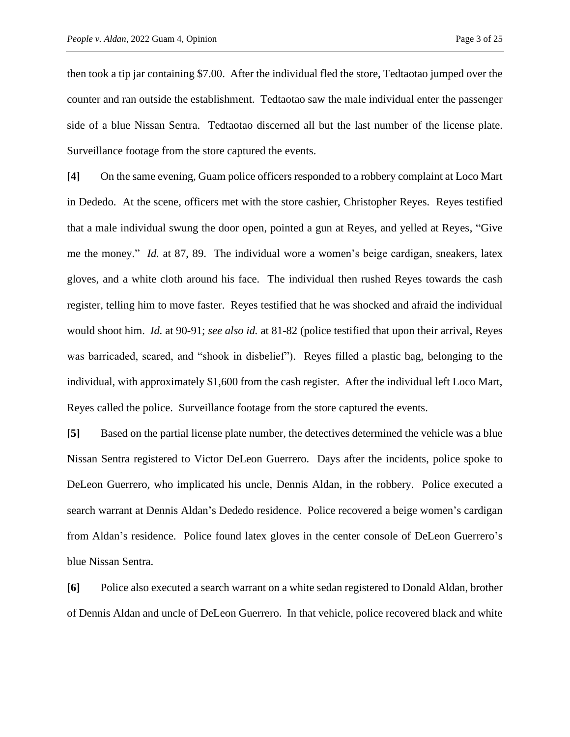then took a tip jar containing $7.00. After the individual fled the store, Tedtaotao jumped over the counter and ran outside the establishment. Tedtaotao saw the male individual enter the passenger side of a blue Nissan Sentra. Tedtaotao discerned all but the last number of the license plate. Surveillance footage from the store captured the events.

**[4]** On the same evening, Guam police officers responded to a robbery complaint at Loco Mart in Dededo. At the scene, officers met with the store cashier, Christopher Reyes. Reyes testified that a male individual swung the door open, pointed a gun at Reyes, and yelled at Reyes, "Give me the money." *Id.* at 87, 89. The individual wore a women's beige cardigan, sneakers, latex gloves, and a white cloth around his face. The individual then rushed Reyes towards the cash register, telling him to move faster. Reyes testified that he was shocked and afraid the individual would shoot him. *Id.* at 90-91; *see also id.* at 81-82 (police testified that upon their arrival, Reyes was barricaded, scared, and "shook in disbelief"). Reyes filled a plastic bag, belonging to the individual, with approximately $1,600 from the cash register. After the individual left Loco Mart, Reyes called the police. Surveillance footage from the store captured the events.

**[5]** Based on the partial license plate number, the detectives determined the vehicle was a blue Nissan Sentra registered to Victor DeLeon Guerrero. Days after the incidents, police spoke to DeLeon Guerrero, who implicated his uncle, Dennis Aldan, in the robbery. Police executed a search warrant at Dennis Aldan's Dededo residence. Police recovered a beige women's cardigan from Aldan's residence. Police found latex gloves in the center console of DeLeon Guerrero's blue Nissan Sentra.

**[6]** Police also executed a search warrant on a white sedan registered to Donald Aldan, brother of Dennis Aldan and uncle of DeLeon Guerrero. In that vehicle, police recovered black and white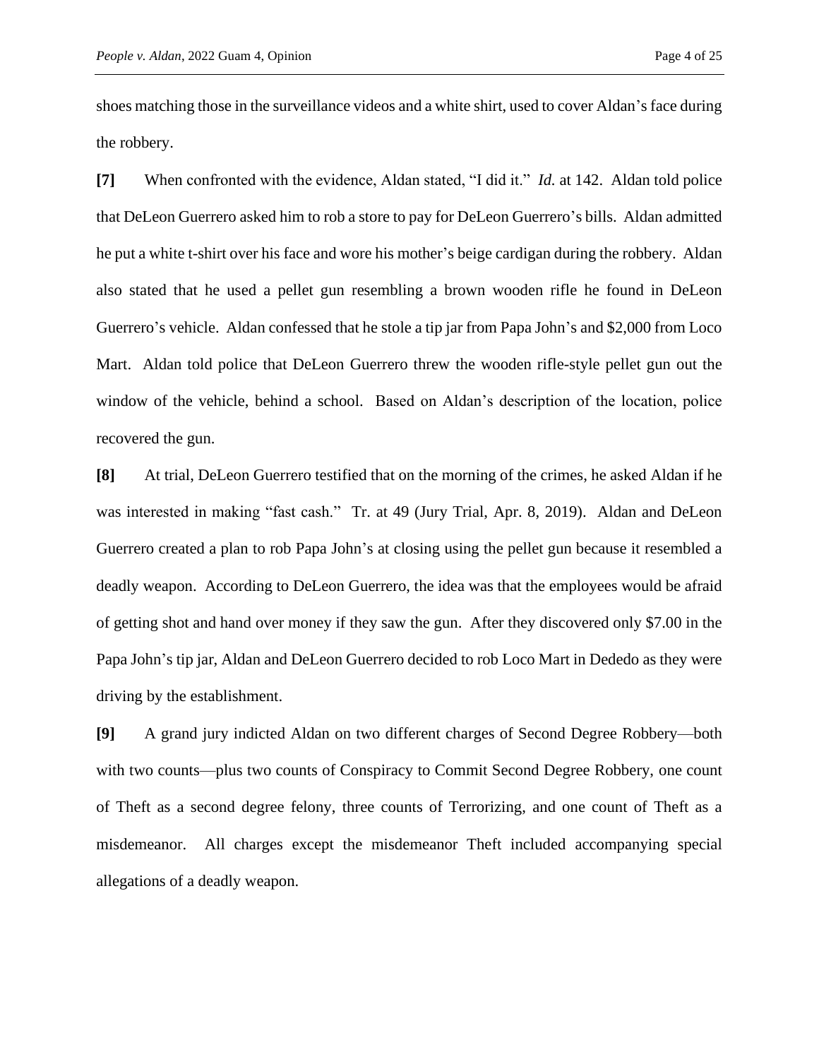shoes matching those in the surveillance videos and a white shirt, used to cover Aldan's face during the robbery.

**[7]** When confronted with the evidence, Aldan stated, "I did it." *Id.* at 142. Aldan told police that DeLeon Guerrero asked him to rob a store to pay for DeLeon Guerrero's bills. Aldan admitted he put a white t-shirt over his face and wore his mother's beige cardigan during the robbery. Aldan also stated that he used a pellet gun resembling a brown wooden rifle he found in DeLeon Guerrero's vehicle. Aldan confessed that he stole a tip jar from Papa John's and $2,000 from Loco Mart. Aldan told police that DeLeon Guerrero threw the wooden rifle-style pellet gun out the window of the vehicle, behind a school. Based on Aldan's description of the location, police recovered the gun.

**[8]** At trial, DeLeon Guerrero testified that on the morning of the crimes, he asked Aldan if he was interested in making "fast cash." Tr. at 49 (Jury Trial, Apr. 8, 2019). Aldan and DeLeon Guerrero created a plan to rob Papa John's at closing using the pellet gun because it resembled a deadly weapon. According to DeLeon Guerrero, the idea was that the employees would be afraid of getting shot and hand over money if they saw the gun. After they discovered only $7.00 in the Papa John's tip jar, Aldan and DeLeon Guerrero decided to rob Loco Mart in Dededo as they were driving by the establishment.

**[9]** A grand jury indicted Aldan on two different charges of Second Degree Robbery—both with two counts—plus two counts of Conspiracy to Commit Second Degree Robbery, one count of Theft as a second degree felony, three counts of Terrorizing, and one count of Theft as a misdemeanor. All charges except the misdemeanor Theft included accompanying special allegations of a deadly weapon.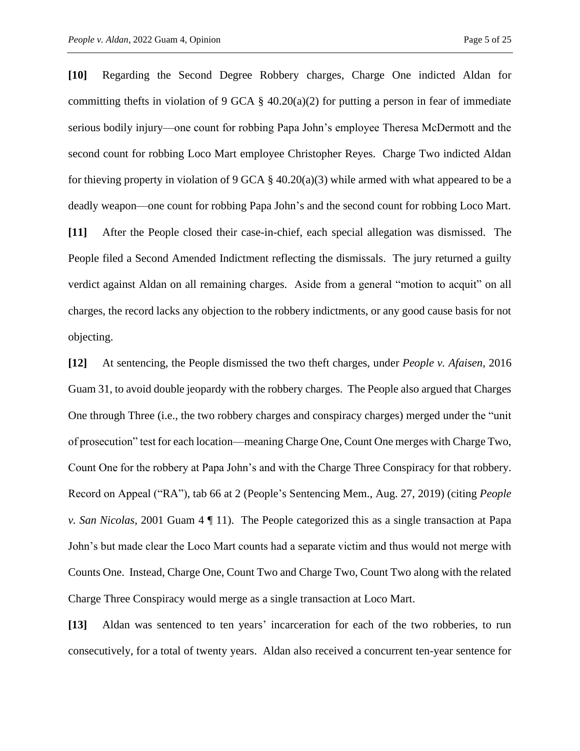**[10]** Regarding the Second Degree Robbery charges, Charge One indicted Aldan for committing thefts in violation of 9 GCA § 40.20(a)(2) for putting a person in fear of immediate serious bodily injury—one count for robbing Papa John's employee Theresa McDermott and the second count for robbing Loco Mart employee Christopher Reyes. Charge Two indicted Aldan for thieving property in violation of 9 GCA § 40.20(a)(3) while armed with what appeared to be a deadly weapon—one count for robbing Papa John's and the second count for robbing Loco Mart.

**[11]** After the People closed their case-in-chief, each special allegation was dismissed. The People filed a Second Amended Indictment reflecting the dismissals. The jury returned a guilty verdict against Aldan on all remaining charges. Aside from a general "motion to acquit" on all charges, the record lacks any objection to the robbery indictments, or any good cause basis for not objecting.

**[12]** At sentencing, the People dismissed the two theft charges, under *People v. Afaisen*, 2016 Guam 31, to avoid double jeopardy with the robbery charges. The People also argued that Charges One through Three (i.e., the two robbery charges and conspiracy charges) merged under the "unit of prosecution" test for each location—meaning Charge One, Count One merges with Charge Two, Count One for the robbery at Papa John's and with the Charge Three Conspiracy for that robbery. Record on Appeal ("RA"), tab 66 at 2 (People's Sentencing Mem., Aug. 27, 2019) (citing *People v. San Nicolas*, 2001 Guam 4 ¶ 11). The People categorized this as a single transaction at Papa John's but made clear the Loco Mart counts had a separate victim and thus would not merge with Counts One. Instead, Charge One, Count Two and Charge Two, Count Two along with the related Charge Three Conspiracy would merge as a single transaction at Loco Mart.

**[13]** Aldan was sentenced to ten years' incarceration for each of the two robberies, to run consecutively, for a total of twenty years. Aldan also received a concurrent ten-year sentence for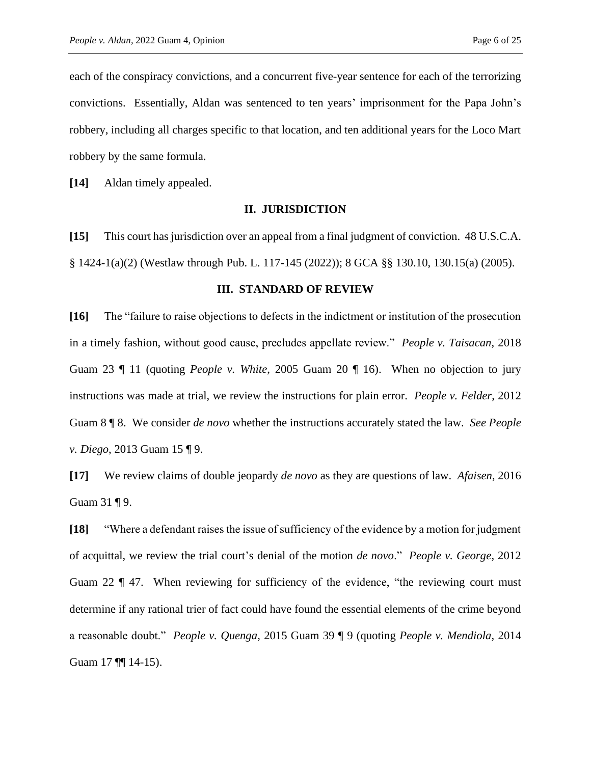each of the conspiracy convictions, and a concurrent five-year sentence for each of the terrorizing convictions. Essentially, Aldan was sentenced to ten years' imprisonment for the Papa John's robbery, including all charges specific to that location, and ten additional years for the Loco Mart robbery by the same formula.

**[14]** Aldan timely appealed.

## II. JURISDICTION

**[15]** This court has jurisdiction over an appeal from a final judgment of conviction. 48 U.S.C.A. § 1424-1(a)(2) (Westlaw through Pub. L. 117-145 (2022)); 8 GCA §§ 130.10, 130.15(a) (2005).

## III. STANDARD OF REVIEW

**[16]** The "failure to raise objections to defects in the indictment or institution of the prosecution in a timely fashion, without good cause, precludes appellate review." *People v. Taisacan*, 2018 Guam 23 ¶ 11 (quoting *People v. White*, 2005 Guam 20 ¶ 16). When no objection to jury instructions was made at trial, we review the instructions for plain error. *People v. Felder*, 2012 Guam 8 ¶ 8. We consider *de novo* whether the instructions accurately stated the law. *See People v. Diego*, 2013 Guam 15 ¶ 9.

**[17]** We review claims of double jeopardy *de novo* as they are questions of law. *Afaisen*, 2016 Guam 31 ¶ 9.

**[18]** "Where a defendant raises the issue of sufficiency of the evidence by a motion for judgment of acquittal, we review the trial court's denial of the motion *de novo*." *People v. George*, 2012 Guam 22 ¶ 47. When reviewing for sufficiency of the evidence, "the reviewing court must determine if any rational trier of fact could have found the essential elements of the crime beyond a reasonable doubt." *People v. Quenga*, 2015 Guam 39 ¶ 9 (quoting *People v. Mendiola*, 2014 Guam 17 ¶¶ 14-15).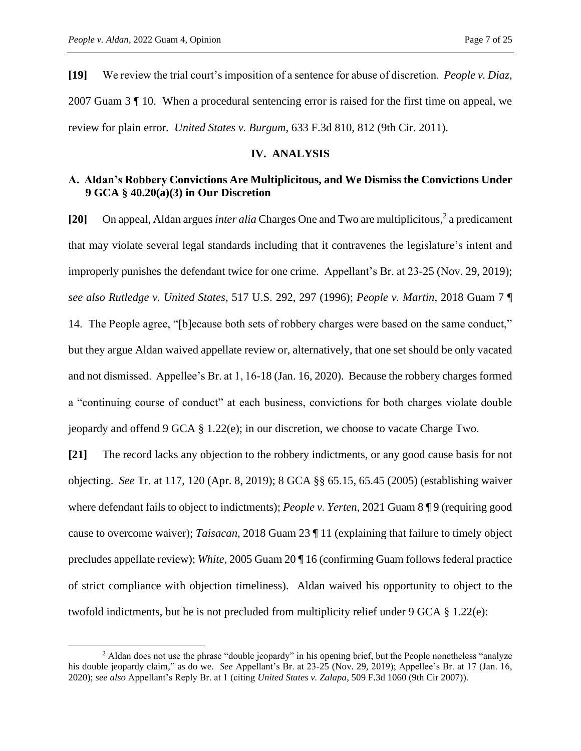**[19]** We review the trial court's imposition of a sentence for abuse of discretion. *People v. Diaz*, 2007 Guam 3 ¶ 10. When a procedural sentencing error is raised for the first time on appeal, we review for plain error. *United States v. Burgum*, 633 F.3d 810, 812 (9th Cir. 2011).

## IV. ANALYSIS

### A. Aldan's Robbery Convictions Are Multiplicitous, and We Dismiss the Convictions Under 9 GCA § 40.20(a)(3) in Our Discretion

**[20]** On appeal, Aldan argues *inter alia* Charges One and Two are multiplicitous,[2] a predicament that may violate several legal standards including that it contravenes the legislature's intent and improperly punishes the defendant twice for one crime. Appellant's Br. at 23-25 (Nov. 29, 2019); *see also Rutledge v. United States*, 517 U.S. 292, 297 (1996); *People v. Martin*, 2018 Guam 7 ¶ 14. The People agree, "[b]ecause both sets of robbery charges were based on the same conduct," but they argue Aldan waived appellate review or, alternatively, that one set should be only vacated and not dismissed. Appellee's Br. at 1, 16-18 (Jan. 16, 2020). Because the robbery charges formed a "continuing course of conduct" at each business, convictions for both charges violate double jeopardy and offend 9 GCA § 1.22(e); in our discretion, we choose to vacate Charge Two.

**[21]** The record lacks any objection to the robbery indictments, or any good cause basis for not objecting. *See* Tr. at 117, 120 (Apr. 8, 2019); 8 GCA §§ 65.15, 65.45 (2005) (establishing waiver where defendant fails to object to indictments); *People v. Yerten*, 2021 Guam 8 ¶ 9 (requiring good cause to overcome waiver); *Taisacan*, 2018 Guam 23 ¶ 11 (explaining that failure to timely object precludes appellate review); *White*, 2005 Guam 20 ¶ 16 (confirming Guam follows federal practice of strict compliance with objection timeliness). Aldan waived his opportunity to object to the twofold indictments, but he is not precluded from multiplicity relief under 9 GCA § 1.22(e):

---

[2] Aldan does not use the phrase "double jeopardy" in his opening brief, but the People nonetheless "analyze his double jeopardy claim," as do we. *See* Appellant's Br. at 23-25 (Nov. 29, 2019); Appellee's Br. at 17 (Jan. 16, 2020); *see also* Appellant's Reply Br. at 1 (citing *United States v. Zalapa*, 509 F.3d 1060 (9th Cir 2007)).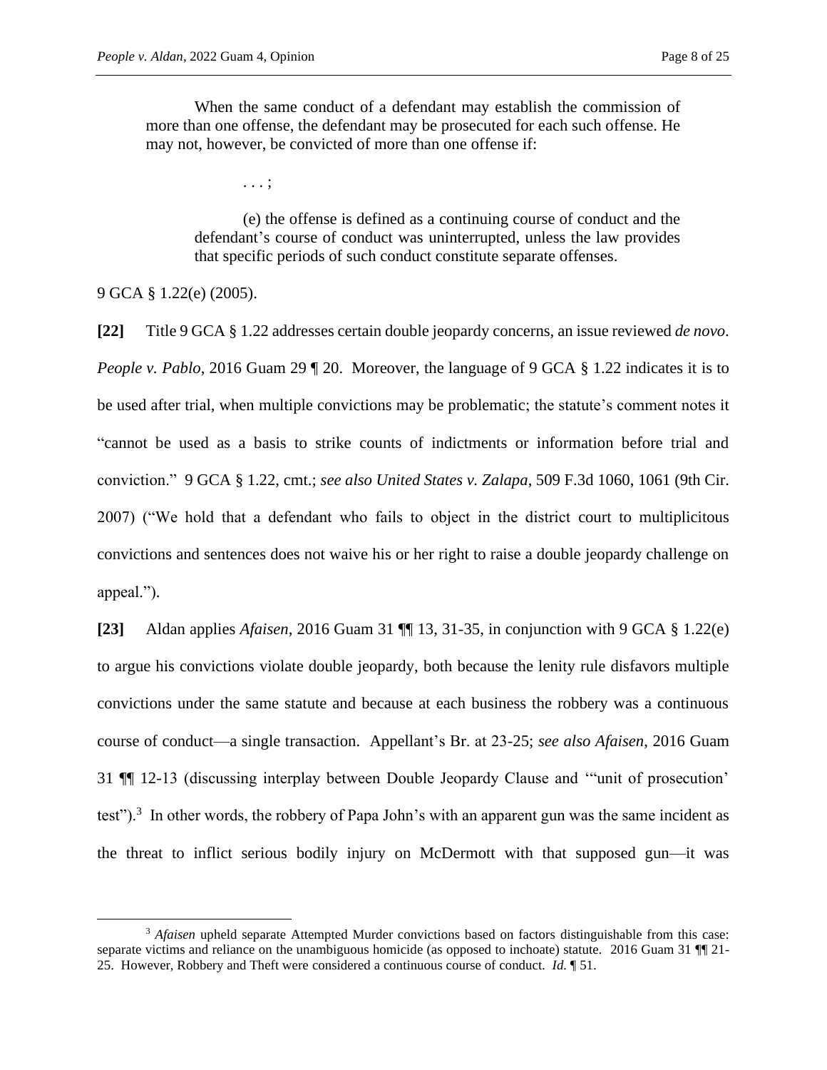> When the same conduct of a defendant may establish the commission of more than one offense, the defendant may be prosecuted for each such offense. He may not, however, be convicted of more than one offense if:
>
> . . . ;
>
> (e) the offense is defined as a continuing course of conduct and the defendant's course of conduct was uninterrupted, unless the law provides that specific periods of such conduct constitute separate offenses.

9 GCA § 1.22(e) (2005).

**[22]** Title 9 GCA § 1.22 addresses certain double jeopardy concerns, an issue reviewed *de novo*. *People v. Pablo*, 2016 Guam 29 ¶ 20. Moreover, the language of 9 GCA § 1.22 indicates it is to be used after trial, when multiple convictions may be problematic; the statute's comment notes it "cannot be used as a basis to strike counts of indictments or information before trial and conviction." 9 GCA § 1.22, cmt.; *see also United States v. Zalapa*, 509 F.3d 1060, 1061 (9th Cir. 2007) ("We hold that a defendant who fails to object in the district court to multiplicitous convictions and sentences does not waive his or her right to raise a double jeopardy challenge on appeal.").

**[23]** Aldan applies *Afaisen*, 2016 Guam 31 ¶¶ 13, 31-35, in conjunction with 9 GCA § 1.22(e) to argue his convictions violate double jeopardy, both because the lenity rule disfavors multiple convictions under the same statute and because at each business the robbery was a continuous course of conduct—a single transaction. Appellant's Br. at 23-25; *see also Afaisen*, 2016 Guam 31 ¶¶ 12-13 (discussing interplay between Double Jeopardy Clause and '"unit of prosecution' test").[3] In other words, the robbery of Papa John's with an apparent gun was the same incident as the threat to inflict serious bodily injury on McDermott with that supposed gun—it was

[3] *Afaisen* upheld separate Attempted Murder convictions based on factors distinguishable from this case: separate victims and reliance on the unambiguous homicide (as opposed to inchoate) statute. 2016 Guam 31 ¶¶ 21-25. However, Robbery and Theft were considered a continuous course of conduct. *Id.* ¶ 51.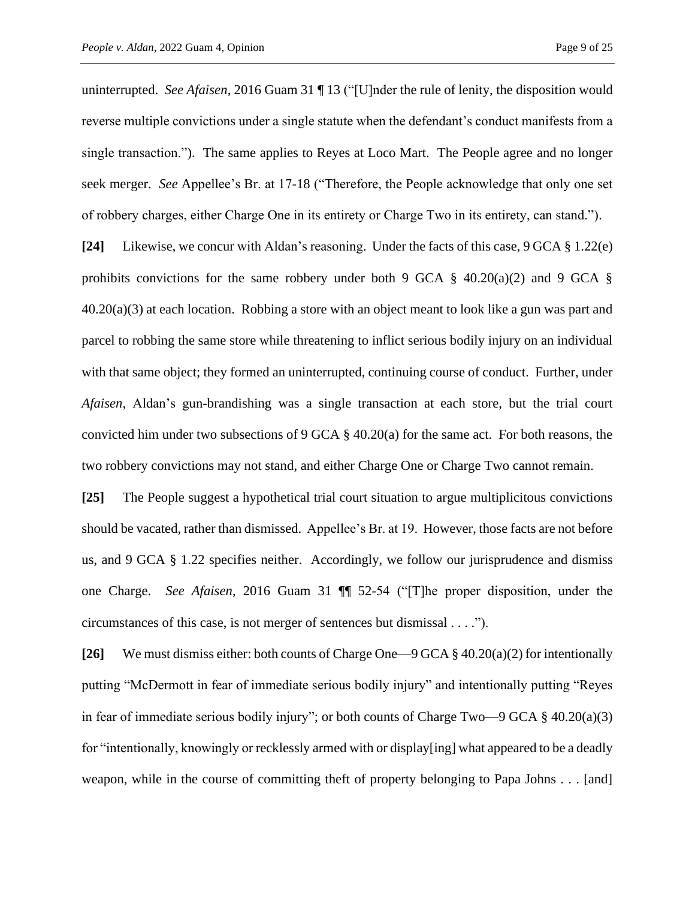uninterrupted. *See Afaisen*, 2016 Guam 31 ¶ 13 ("[U]nder the rule of lenity, the disposition would reverse multiple convictions under a single statute when the defendant's conduct manifests from a single transaction."). The same applies to Reyes at Loco Mart. The People agree and no longer seek merger. *See* Appellee's Br. at 17-18 ("Therefore, the People acknowledge that only one set of robbery charges, either Charge One in its entirety or Charge Two in its entirety, can stand.").

**[24]** Likewise, we concur with Aldan's reasoning. Under the facts of this case, 9 GCA § 1.22(e) prohibits convictions for the same robbery under both 9 GCA § 40.20(a)(2) and 9 GCA § 40.20(a)(3) at each location. Robbing a store with an object meant to look like a gun was part and parcel to robbing the same store while threatening to inflict serious bodily injury on an individual with that same object; they formed an uninterrupted, continuing course of conduct. Further, under *Afaisen*, Aldan's gun-brandishing was a single transaction at each store, but the trial court convicted him under two subsections of 9 GCA § 40.20(a) for the same act. For both reasons, the two robbery convictions may not stand, and either Charge One or Charge Two cannot remain.

**[25]** The People suggest a hypothetical trial court situation to argue multiplicitous convictions should be vacated, rather than dismissed. Appellee's Br. at 19. However, those facts are not before us, and 9 GCA § 1.22 specifies neither. Accordingly, we follow our jurisprudence and dismiss one Charge. *See Afaisen*, 2016 Guam 31 ¶¶ 52-54 ("[T]he proper disposition, under the circumstances of this case, is not merger of sentences but dismissal . . . .").

**[26]** We must dismiss either: both counts of Charge One—9 GCA § 40.20(a)(2) for intentionally putting "McDermott in fear of immediate serious bodily injury" and intentionally putting "Reyes in fear of immediate serious bodily injury"; or both counts of Charge Two—9 GCA § 40.20(a)(3) for "intentionally, knowingly or recklessly armed with or display[ing] what appeared to be a deadly weapon, while in the course of committing theft of property belonging to Papa Johns . . . [and]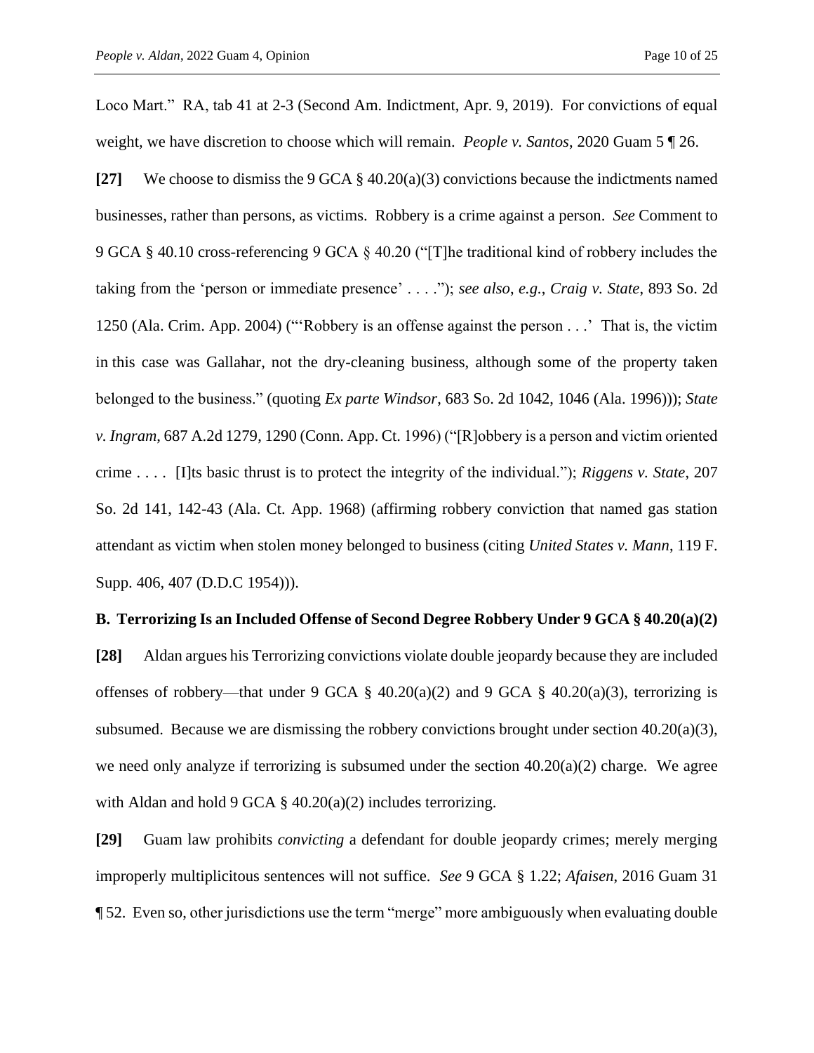Loco Mart." RA, tab 41 at 2-3 (Second Am. Indictment, Apr. 9, 2019). For convictions of equal weight, we have discretion to choose which will remain. *People v. Santos*, 2020 Guam 5 ¶ 26.

**[27]** We choose to dismiss the 9 GCA § 40.20(a)(3) convictions because the indictments named businesses, rather than persons, as victims. Robbery is a crime against a person. *See* Comment to 9 GCA § 40.10 cross-referencing 9 GCA § 40.20 ("[T]he traditional kind of robbery includes the taking from the 'person or immediate presence' . . . ."); *see also, e.g.*, *Craig v. State*, 893 So. 2d 1250 (Ala. Crim. App. 2004) ("'Robbery is an offense against the person . . .' That is, the victim in this case was Gallahar, not the dry-cleaning business, although some of the property taken belonged to the business." (quoting *Ex parte Windsor*, 683 So. 2d 1042, 1046 (Ala. 1996))); *State v. Ingram*, 687 A.2d 1279, 1290 (Conn. App. Ct. 1996) ("[R]obbery is a person and victim oriented crime . . . . [I]ts basic thrust is to protect the integrity of the individual."); *Riggens v. State*, 207 So. 2d 141, 142-43 (Ala. Ct. App. 1968) (affirming robbery conviction that named gas station attendant as victim when stolen money belonged to business (citing *United States v. Mann*, 119 F. Supp. 406, 407 (D.D.C 1954))).

### B. Terrorizing Is an Included Offense of Second Degree Robbery Under 9 GCA § 40.20(a)(2)

**[28]** Aldan argues his Terrorizing convictions violate double jeopardy because they are included offenses of robbery—that under 9 GCA § 40.20(a)(2) and 9 GCA § 40.20(a)(3), terrorizing is subsumed. Because we are dismissing the robbery convictions brought under section 40.20(a)(3), we need only analyze if terrorizing is subsumed under the section 40.20(a)(2) charge. We agree with Aldan and hold 9 GCA § 40.20(a)(2) includes terrorizing.

**[29]** Guam law prohibits *convicting* a defendant for double jeopardy crimes; merely merging improperly multiplicitous sentences will not suffice. *See* 9 GCA § 1.22; *Afaisen*, 2016 Guam 31 ¶ 52. Even so, other jurisdictions use the term "merge" more ambiguously when evaluating double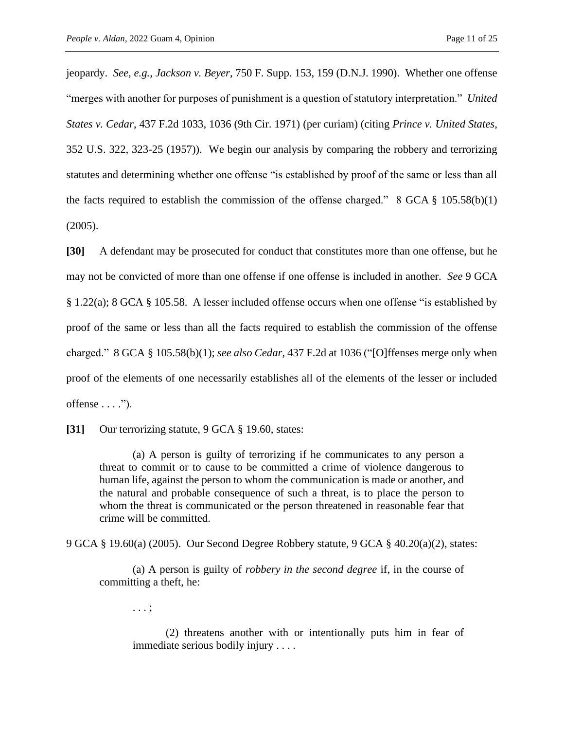jeopardy. *See, e.g.*, *Jackson v. Beyer*, 750 F. Supp. 153, 159 (D.N.J. 1990). Whether one offense "merges with another for purposes of punishment is a question of statutory interpretation." *United States v. Cedar*, 437 F.2d 1033, 1036 (9th Cir. 1971) (per curiam) (citing *Prince v. United States*, 352 U.S. 322, 323-25 (1957)). We begin our analysis by comparing the robbery and terrorizing statutes and determining whether one offense "is established by proof of the same or less than all the facts required to establish the commission of the offense charged." 8 GCA § 105.58(b)(1) (2005).

**[30]** A defendant may be prosecuted for conduct that constitutes more than one offense, but he may not be convicted of more than one offense if one offense is included in another. *See* 9 GCA § 1.22(a); 8 GCA § 105.58. A lesser included offense occurs when one offense "is established by proof of the same or less than all the facts required to establish the commission of the offense charged." 8 GCA § 105.58(b)(1); *see also Cedar*, 437 F.2d at 1036 ("[O]ffenses merge only when proof of the elements of one necessarily establishes all of the elements of the lesser or included offense . . . .").

**[31]** Our terrorizing statute, 9 GCA § 19.60, states:

> (a) A person is guilty of terrorizing if he communicates to any person a threat to commit or to cause to be committed a crime of violence dangerous to human life, against the person to whom the communication is made or another, and the natural and probable consequence of such a threat, is to place the person to whom the threat is communicated or the person threatened in reasonable fear that crime will be committed.

9 GCA § 19.60(a) (2005). Our Second Degree Robbery statute, 9 GCA § 40.20(a)(2), states:

> (a) A person is guilty of *robbery in the second degree* if, in the course of committing a theft, he:
>
> . . . ;
>
> (2) threatens another with or intentionally puts him in fear of immediate serious bodily injury . . . .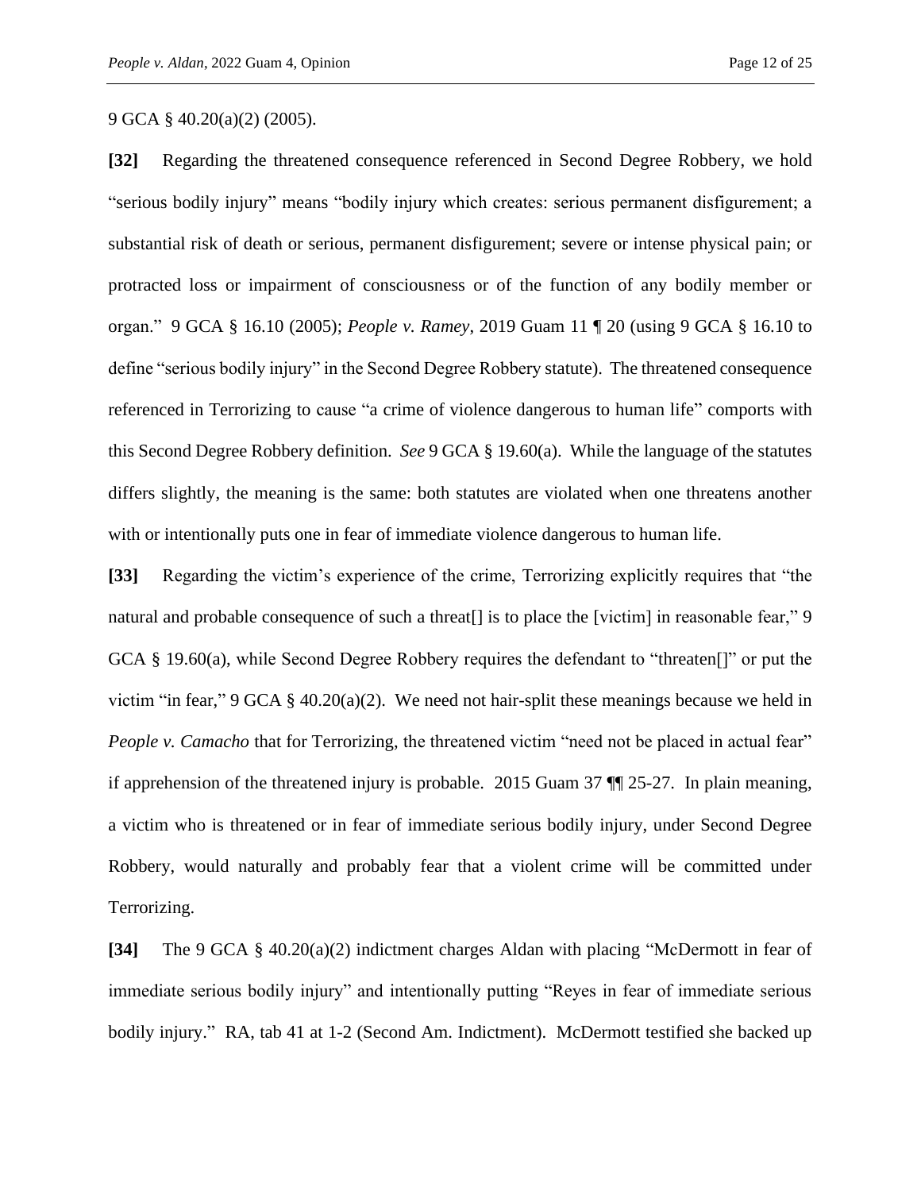9 GCA § 40.20(a)(2) (2005).

**[32]** Regarding the threatened consequence referenced in Second Degree Robbery, we hold "serious bodily injury" means "bodily injury which creates: serious permanent disfigurement; a substantial risk of death or serious, permanent disfigurement; severe or intense physical pain; or protracted loss or impairment of consciousness or of the function of any bodily member or organ." 9 GCA § 16.10 (2005); *People v. Ramey*, 2019 Guam 11 ¶ 20 (using 9 GCA § 16.10 to define "serious bodily injury" in the Second Degree Robbery statute). The threatened consequence referenced in Terrorizing to cause "a crime of violence dangerous to human life" comports with this Second Degree Robbery definition. *See* 9 GCA § 19.60(a). While the language of the statutes differs slightly, the meaning is the same: both statutes are violated when one threatens another with or intentionally puts one in fear of immediate violence dangerous to human life.

**[33]** Regarding the victim's experience of the crime, Terrorizing explicitly requires that "the natural and probable consequence of such a threat[] is to place the [victim] in reasonable fear," 9 GCA § 19.60(a), while Second Degree Robbery requires the defendant to "threaten[]" or put the victim "in fear," 9 GCA § 40.20(a)(2). We need not hair-split these meanings because we held in *People v. Camacho* that for Terrorizing, the threatened victim "need not be placed in actual fear" if apprehension of the threatened injury is probable. 2015 Guam 37 ¶¶ 25-27. In plain meaning, a victim who is threatened or in fear of immediate serious bodily injury, under Second Degree Robbery, would naturally and probably fear that a violent crime will be committed under Terrorizing.

**[34]** The 9 GCA § 40.20(a)(2) indictment charges Aldan with placing "McDermott in fear of immediate serious bodily injury" and intentionally putting "Reyes in fear of immediate serious bodily injury." RA, tab 41 at 1-2 (Second Am. Indictment). McDermott testified she backed up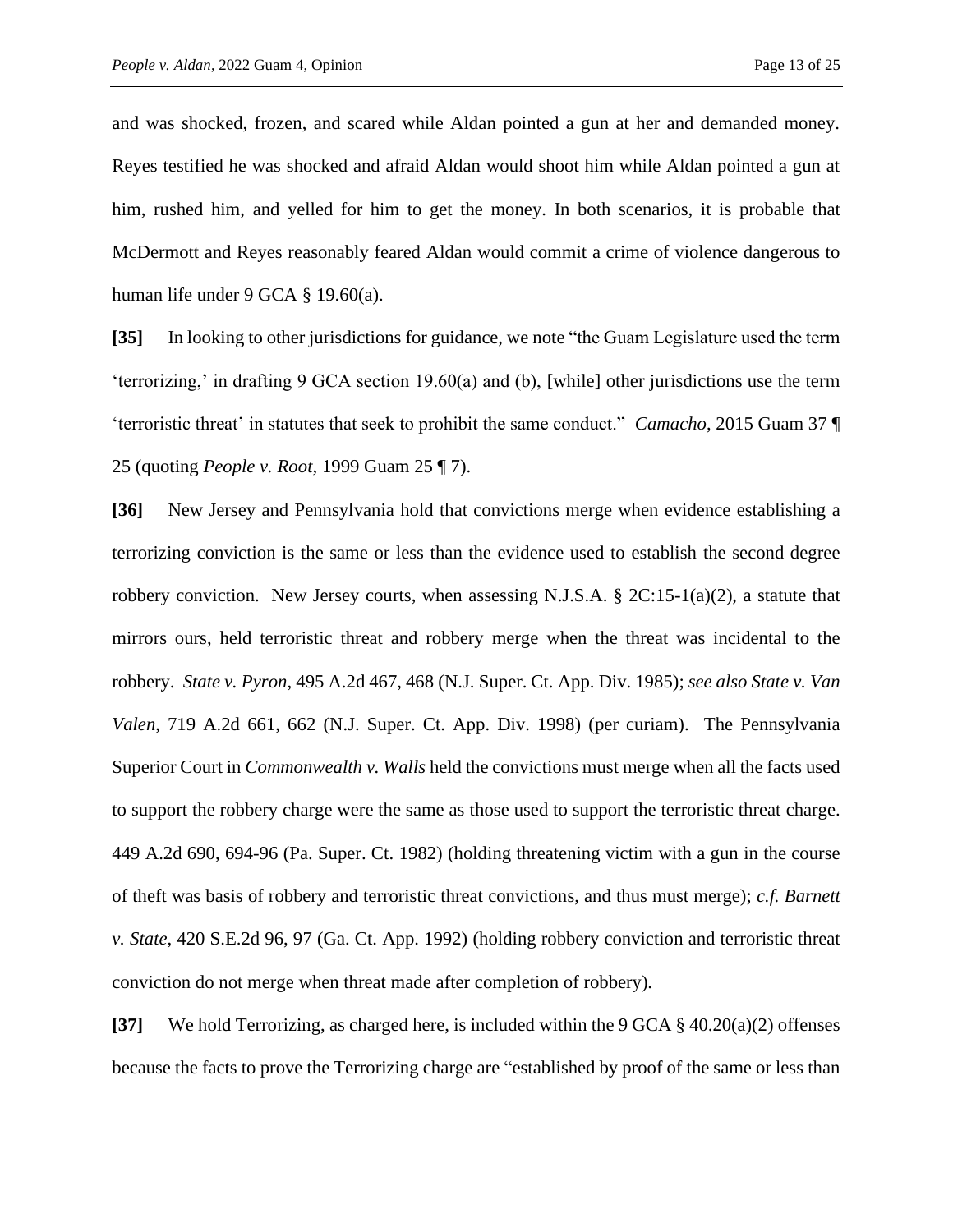and was shocked, frozen, and scared while Aldan pointed a gun at her and demanded money. Reyes testified he was shocked and afraid Aldan would shoot him while Aldan pointed a gun at him, rushed him, and yelled for him to get the money. In both scenarios, it is probable that McDermott and Reyes reasonably feared Aldan would commit a crime of violence dangerous to human life under 9 GCA § 19.60(a).

**[35]** In looking to other jurisdictions for guidance, we note "the Guam Legislature used the term 'terrorizing,' in drafting 9 GCA section 19.60(a) and (b), [while] other jurisdictions use the term 'terroristic threat' in statutes that seek to prohibit the same conduct." *Camacho*, 2015 Guam 37 ¶ 25 (quoting *People v. Root*, 1999 Guam 25 ¶ 7).

**[36]** New Jersey and Pennsylvania hold that convictions merge when evidence establishing a terrorizing conviction is the same or less than the evidence used to establish the second degree robbery conviction. New Jersey courts, when assessing N.J.S.A. § 2C:15-1(a)(2), a statute that mirrors ours, held terroristic threat and robbery merge when the threat was incidental to the robbery. *State v. Pyron*, 495 A.2d 467, 468 (N.J. Super. Ct. App. Div. 1985); *see also State v. Van Valen*, 719 A.2d 661, 662 (N.J. Super. Ct. App. Div. 1998) (per curiam). The Pennsylvania Superior Court in *Commonwealth v. Walls* held the convictions must merge when all the facts used to support the robbery charge were the same as those used to support the terroristic threat charge. 449 A.2d 690, 694-96 (Pa. Super. Ct. 1982) (holding threatening victim with a gun in the course of theft was basis of robbery and terroristic threat convictions, and thus must merge); *c.f. Barnett v. State*, 420 S.E.2d 96, 97 (Ga. Ct. App. 1992) (holding robbery conviction and terroristic threat conviction do not merge when threat made after completion of robbery).

**[37]** We hold Terrorizing, as charged here, is included within the 9 GCA § 40.20(a)(2) offenses because the facts to prove the Terrorizing charge are "established by proof of the same or less than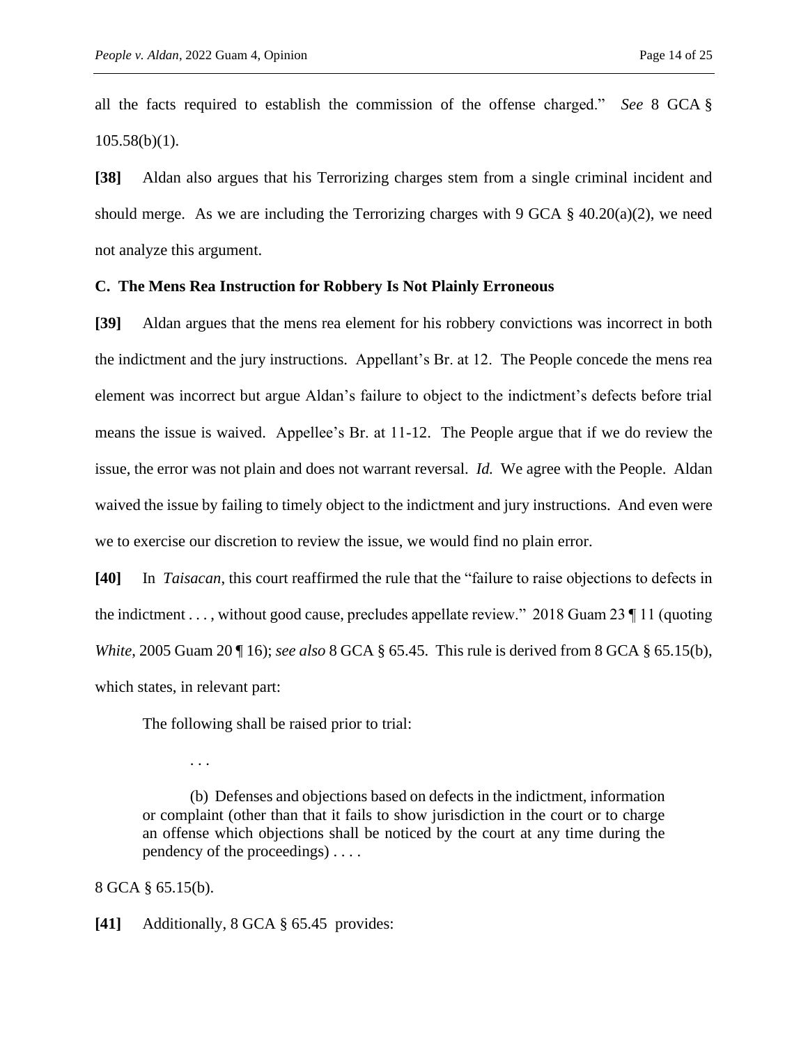all the facts required to establish the commission of the offense charged." *See* 8 GCA § 105.58(b)(1).

**[38]** Aldan also argues that his Terrorizing charges stem from a single criminal incident and should merge. As we are including the Terrorizing charges with 9 GCA § 40.20(a)(2), we need not analyze this argument.

### C. The Mens Rea Instruction for Robbery Is Not Plainly Erroneous

**[39]** Aldan argues that the mens rea element for his robbery convictions was incorrect in both the indictment and the jury instructions. Appellant's Br. at 12. The People concede the mens rea element was incorrect but argue Aldan's failure to object to the indictment's defects before trial means the issue is waived. Appellee's Br. at 11-12. The People argue that if we do review the issue, the error was not plain and does not warrant reversal. *Id.* We agree with the People. Aldan waived the issue by failing to timely object to the indictment and jury instructions. And even were we to exercise our discretion to review the issue, we would find no plain error.

**[40]** In *Taisacan*, this court reaffirmed the rule that the "failure to raise objections to defects in the indictment . . . , without good cause, precludes appellate review." 2018 Guam 23 ¶ 11 (quoting *White*, 2005 Guam 20 ¶ 16); *see also* 8 GCA § 65.45. This rule is derived from 8 GCA § 65.15(b), which states, in relevant part:

> The following shall be raised prior to trial:
>
> . . .
>
> (b) Defenses and objections based on defects in the indictment, information or complaint (other than that it fails to show jurisdiction in the court or to charge an offense which objections shall be noticed by the court at any time during the pendency of the proceedings) . . . .

8 GCA § 65.15(b).

**[41]** Additionally, 8 GCA § 65.45 provides: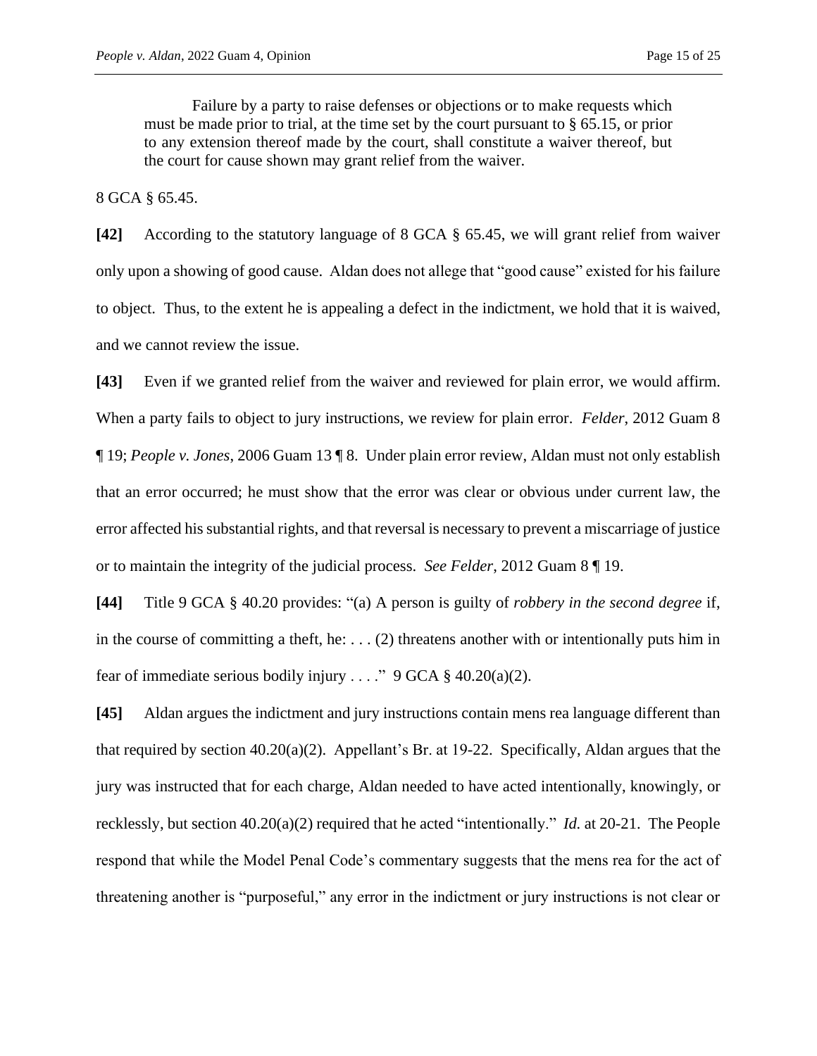> Failure by a party to raise defenses or objections or to make requests which must be made prior to trial, at the time set by the court pursuant to § 65.15, or prior to any extension thereof made by the court, shall constitute a waiver thereof, but the court for cause shown may grant relief from the waiver.

8 GCA § 65.45.

**[42]** According to the statutory language of 8 GCA § 65.45, we will grant relief from waiver only upon a showing of good cause. Aldan does not allege that "good cause" existed for his failure to object. Thus, to the extent he is appealing a defect in the indictment, we hold that it is waived, and we cannot review the issue.

**[43]** Even if we granted relief from the waiver and reviewed for plain error, we would affirm. When a party fails to object to jury instructions, we review for plain error. *Felder*, 2012 Guam 8 ¶ 19; *People v. Jones*, 2006 Guam 13 ¶ 8. Under plain error review, Aldan must not only establish that an error occurred; he must show that the error was clear or obvious under current law, the error affected his substantial rights, and that reversal is necessary to prevent a miscarriage of justice or to maintain the integrity of the judicial process. *See Felder*, 2012 Guam 8 ¶ 19.

**[44]** Title 9 GCA § 40.20 provides: "(a) A person is guilty of *robbery in the second degree* if, in the course of committing a theft, he: . . . (2) threatens another with or intentionally puts him in fear of immediate serious bodily injury . . . ." 9 GCA § 40.20(a)(2).

**[45]** Aldan argues the indictment and jury instructions contain mens rea language different than that required by section 40.20(a)(2). Appellant's Br. at 19-22. Specifically, Aldan argues that the jury was instructed that for each charge, Aldan needed to have acted intentionally, knowingly, or recklessly, but section 40.20(a)(2) required that he acted "intentionally." *Id.* at 20-21. The People respond that while the Model Penal Code's commentary suggests that the mens rea for the act of threatening another is "purposeful," any error in the indictment or jury instructions is not clear or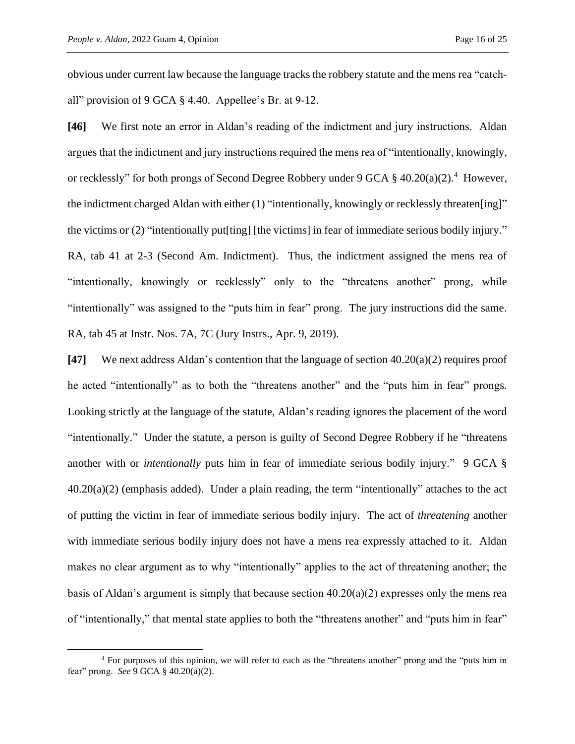obvious under current law because the language tracks the robbery statute and the mens rea "catch-all" provision of 9 GCA § 4.40. Appellee's Br. at 9-12.

**[46]** We first note an error in Aldan's reading of the indictment and jury instructions. Aldan argues that the indictment and jury instructions required the mens rea of "intentionally, knowingly, or recklessly" for both prongs of Second Degree Robbery under 9 GCA § 40.20(a)(2).[4] However, the indictment charged Aldan with either (1) "intentionally, knowingly or recklessly threaten[ing]" the victims or (2) "intentionally put[ting] [the victims] in fear of immediate serious bodily injury." RA, tab 41 at 2-3 (Second Am. Indictment). Thus, the indictment assigned the mens rea of "intentionally, knowingly or recklessly" only to the "threatens another" prong, while "intentionally" was assigned to the "puts him in fear" prong. The jury instructions did the same. RA, tab 45 at Instr. Nos. 7A, 7C (Jury Instrs., Apr. 9, 2019).

**[47]** We next address Aldan's contention that the language of section 40.20(a)(2) requires proof he acted "intentionally" as to both the "threatens another" and the "puts him in fear" prongs. Looking strictly at the language of the statute, Aldan's reading ignores the placement of the word "intentionally." Under the statute, a person is guilty of Second Degree Robbery if he "threatens another with or *intentionally* puts him in fear of immediate serious bodily injury." 9 GCA § 40.20(a)(2) (emphasis added). Under a plain reading, the term "intentionally" attaches to the act of putting the victim in fear of immediate serious bodily injury. The act of *threatening* another with immediate serious bodily injury does not have a mens rea expressly attached to it. Aldan makes no clear argument as to why "intentionally" applies to the act of threatening another; the basis of Aldan's argument is simply that because section 40.20(a)(2) expresses only the mens rea of "intentionally," that mental state applies to both the "threatens another" and "puts him in fear"

---

[4] For purposes of this opinion, we will refer to each as the "threatens another" prong and the "puts him in fear" prong. *See* 9 GCA § 40.20(a)(2).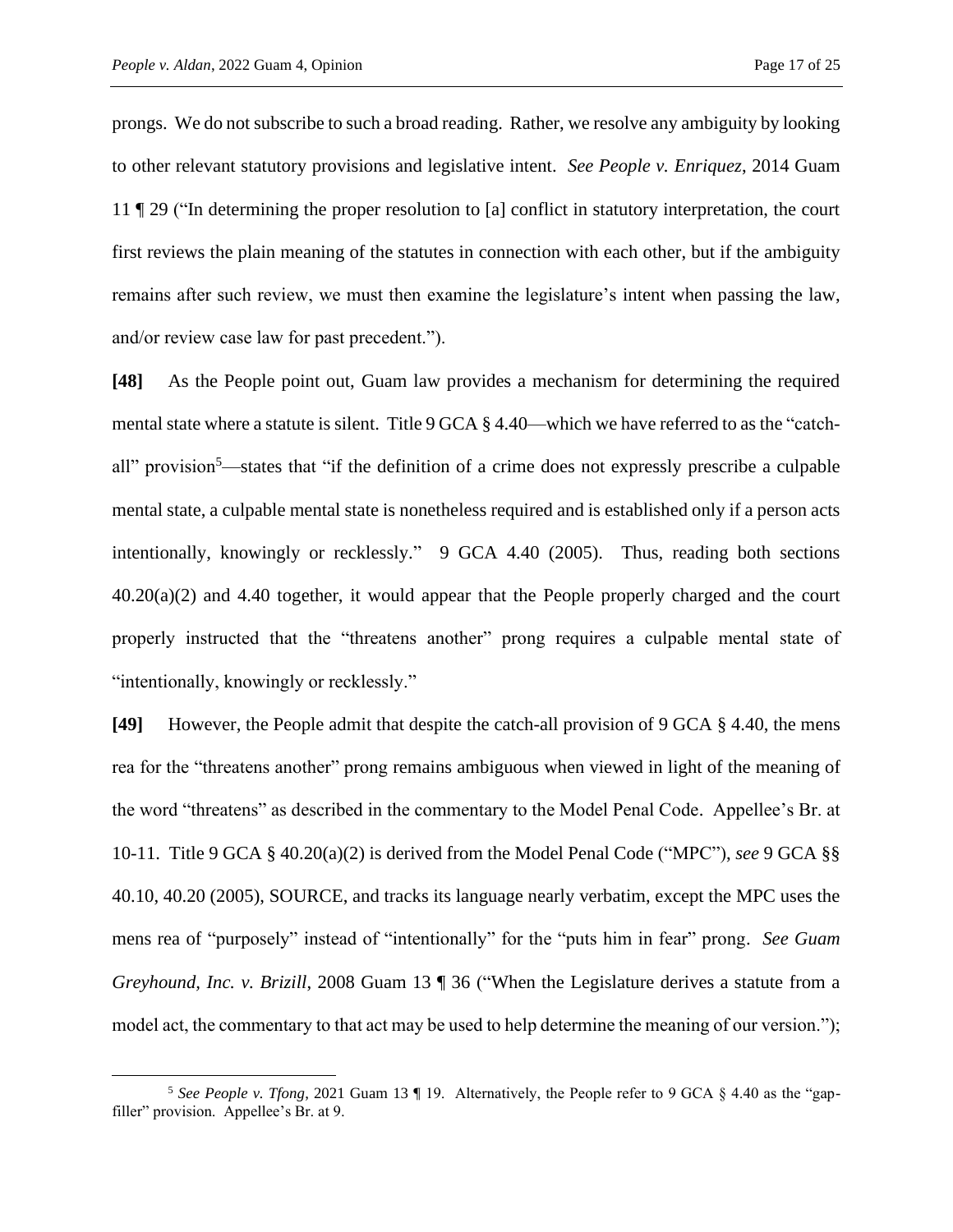prongs. We do not subscribe to such a broad reading. Rather, we resolve any ambiguity by looking to other relevant statutory provisions and legislative intent. *See People v. Enriquez*, 2014 Guam 11 ¶ 29 ("In determining the proper resolution to [a] conflict in statutory interpretation, the court first reviews the plain meaning of the statutes in connection with each other, but if the ambiguity remains after such review, we must then examine the legislature's intent when passing the law, and/or review case law for past precedent.").

**[48]** As the People point out, Guam law provides a mechanism for determining the required mental state where a statute is silent. Title 9 GCA § 4.40—which we have referred to as the "catch-all" provision[5]—states that "if the definition of a crime does not expressly prescribe a culpable mental state, a culpable mental state is nonetheless required and is established only if a person acts intentionally, knowingly or recklessly." 9 GCA 4.40 (2005). Thus, reading both sections 40.20(a)(2) and 4.40 together, it would appear that the People properly charged and the court properly instructed that the "threatens another" prong requires a culpable mental state of "intentionally, knowingly or recklessly."

**[49]** However, the People admit that despite the catch-all provision of 9 GCA § 4.40, the mens rea for the "threatens another" prong remains ambiguous when viewed in light of the meaning of the word "threatens" as described in the commentary to the Model Penal Code. Appellee's Br. at 10-11. Title 9 GCA § 40.20(a)(2) is derived from the Model Penal Code ("MPC"), *see* 9 GCA §§ 40.10, 40.20 (2005), SOURCE, and tracks its language nearly verbatim, except the MPC uses the mens rea of "purposely" instead of "intentionally" for the "puts him in fear" prong. *See Guam Greyhound, Inc. v. Brizill*, 2008 Guam 13 ¶ 36 ("When the Legislature derives a statute from a model act, the commentary to that act may be used to help determine the meaning of our version.");

---

[5] *See People v. Tfong*, 2021 Guam 13 ¶ 19. Alternatively, the People refer to 9 GCA § 4.40 as the "gap-filler" provision. Appellee's Br. at 9.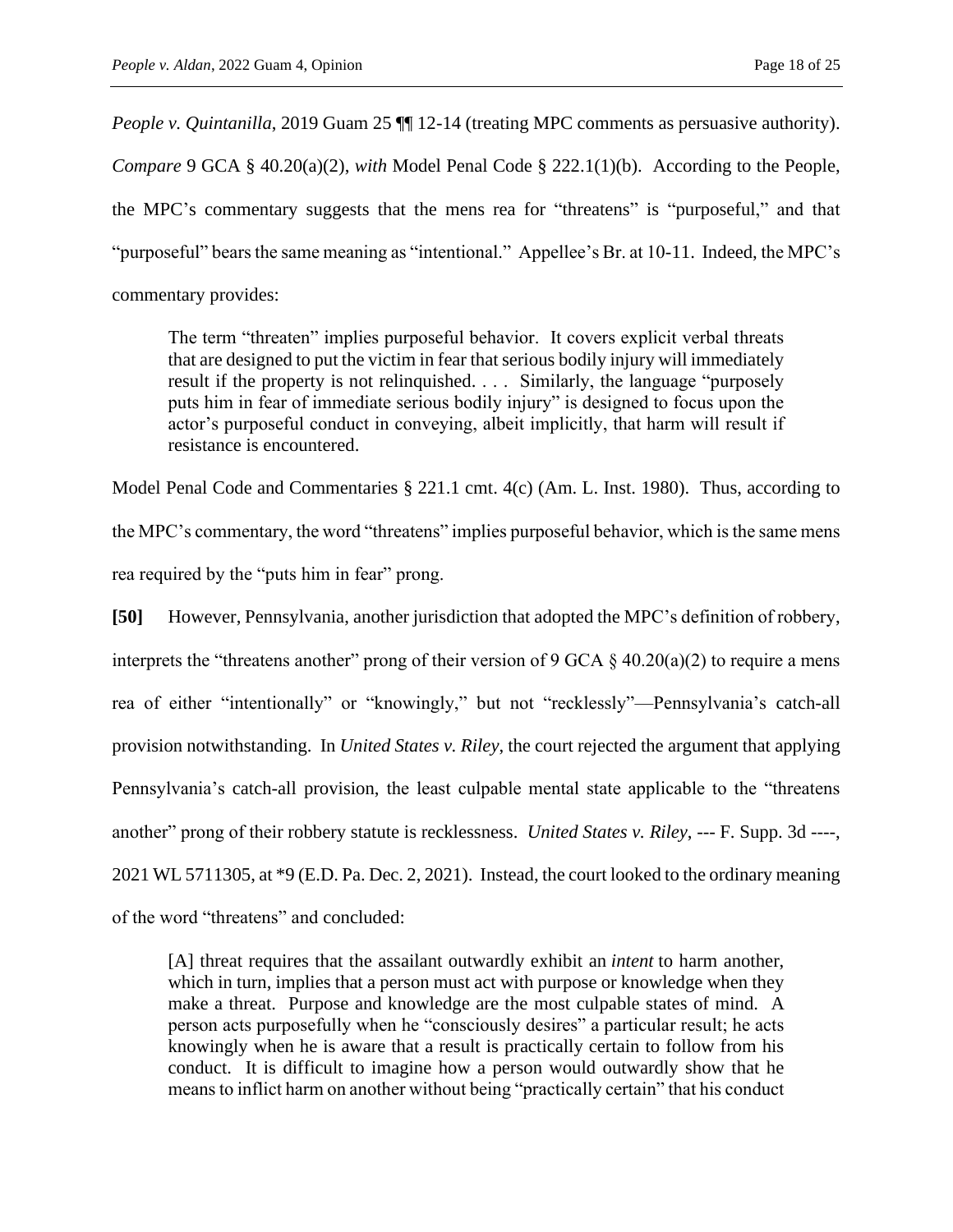*People v. Quintanilla*, 2019 Guam 25 ¶¶ 12-14 (treating MPC comments as persuasive authority). *Compare* 9 GCA § 40.20(a)(2), *with* Model Penal Code § 222.1(1)(b). According to the People, the MPC's commentary suggests that the mens rea for "threatens" is "purposeful," and that "purposeful" bears the same meaning as "intentional." Appellee's Br. at 10-11. Indeed, the MPC's commentary provides:

> The term "threaten" implies purposeful behavior. It covers explicit verbal threats that are designed to put the victim in fear that serious bodily injury will immediately result if the property is not relinquished. . . . Similarly, the language "purposely puts him in fear of immediate serious bodily injury" is designed to focus upon the actor's purposeful conduct in conveying, albeit implicitly, that harm will result if resistance is encountered.

Model Penal Code and Commentaries § 221.1 cmt. 4(c) (Am. L. Inst. 1980). Thus, according to the MPC's commentary, the word "threatens" implies purposeful behavior, which is the same mens rea required by the "puts him in fear" prong.

**[50]** However, Pennsylvania, another jurisdiction that adopted the MPC's definition of robbery, interprets the "threatens another" prong of their version of 9 GCA § 40.20(a)(2) to require a mens rea of either "intentionally" or "knowingly," but not "recklessly"—Pennsylvania's catch-all provision notwithstanding. In *United States v. Riley*, the court rejected the argument that applying Pennsylvania's catch-all provision, the least culpable mental state applicable to the "threatens another" prong of their robbery statute is recklessness. *United States v. Riley*, --- F. Supp. 3d ----, 2021 WL 5711305, at *9 (E.D. Pa. Dec. 2, 2021). Instead, the court looked to the ordinary meaning of the word "threatens" and concluded:

> [A] threat requires that the assailant outwardly exhibit an *intent* to harm another, which in turn, implies that a person must act with purpose or knowledge when they make a threat. Purpose and knowledge are the most culpable states of mind. A person acts purposefully when he "consciously desires" a particular result; he acts knowingly when he is aware that a result is practically certain to follow from his conduct. It is difficult to imagine how a person would outwardly show that he means to inflict harm on another without being "practically certain" that his conduct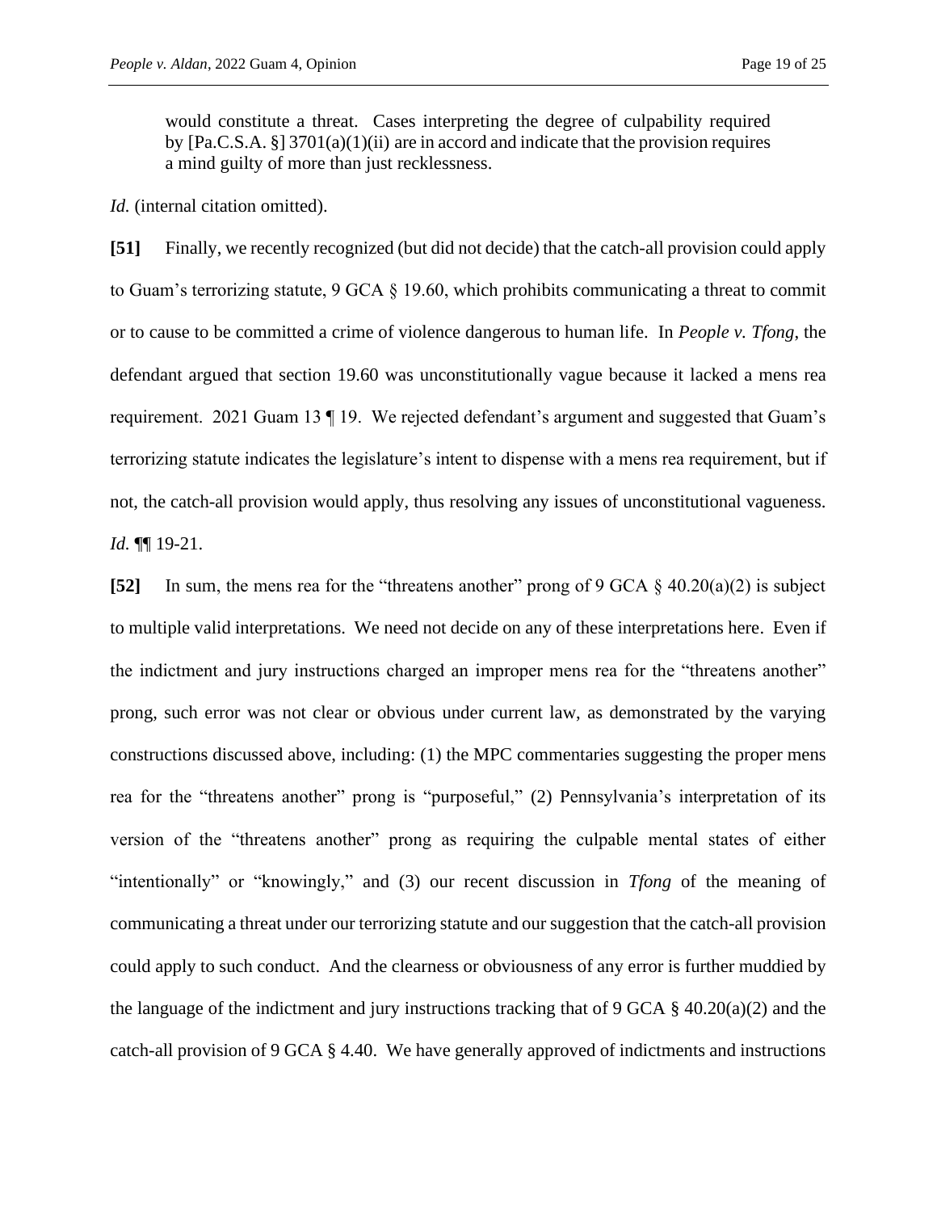> would constitute a threat. Cases interpreting the degree of culpability required by [Pa.C.S.A. §] 3701(a)(1)(ii) are in accord and indicate that the provision requires a mind guilty of more than just recklessness.

*Id.* (internal citation omitted).

**[51]** Finally, we recently recognized (but did not decide) that the catch-all provision could apply to Guam's terrorizing statute, 9 GCA § 19.60, which prohibits communicating a threat to commit or to cause to be committed a crime of violence dangerous to human life. In *People v. Tfong*, the defendant argued that section 19.60 was unconstitutionally vague because it lacked a mens rea requirement. 2021 Guam 13 ¶ 19. We rejected defendant's argument and suggested that Guam's terrorizing statute indicates the legislature's intent to dispense with a mens rea requirement, but if not, the catch-all provision would apply, thus resolving any issues of unconstitutional vagueness. *Id.* ¶¶ 19-21.

**[52]** In sum, the mens rea for the "threatens another" prong of 9 GCA § 40.20(a)(2) is subject to multiple valid interpretations. We need not decide on any of these interpretations here. Even if the indictment and jury instructions charged an improper mens rea for the "threatens another" prong, such error was not clear or obvious under current law, as demonstrated by the varying constructions discussed above, including: (1) the MPC commentaries suggesting the proper mens rea for the "threatens another" prong is "purposeful," (2) Pennsylvania's interpretation of its version of the "threatens another" prong as requiring the culpable mental states of either "intentionally" or "knowingly," and (3) our recent discussion in *Tfong* of the meaning of communicating a threat under our terrorizing statute and our suggestion that the catch-all provision could apply to such conduct. And the clearness or obviousness of any error is further muddied by the language of the indictment and jury instructions tracking that of 9 GCA § 40.20(a)(2) and the catch-all provision of 9 GCA § 4.40. We have generally approved of indictments and instructions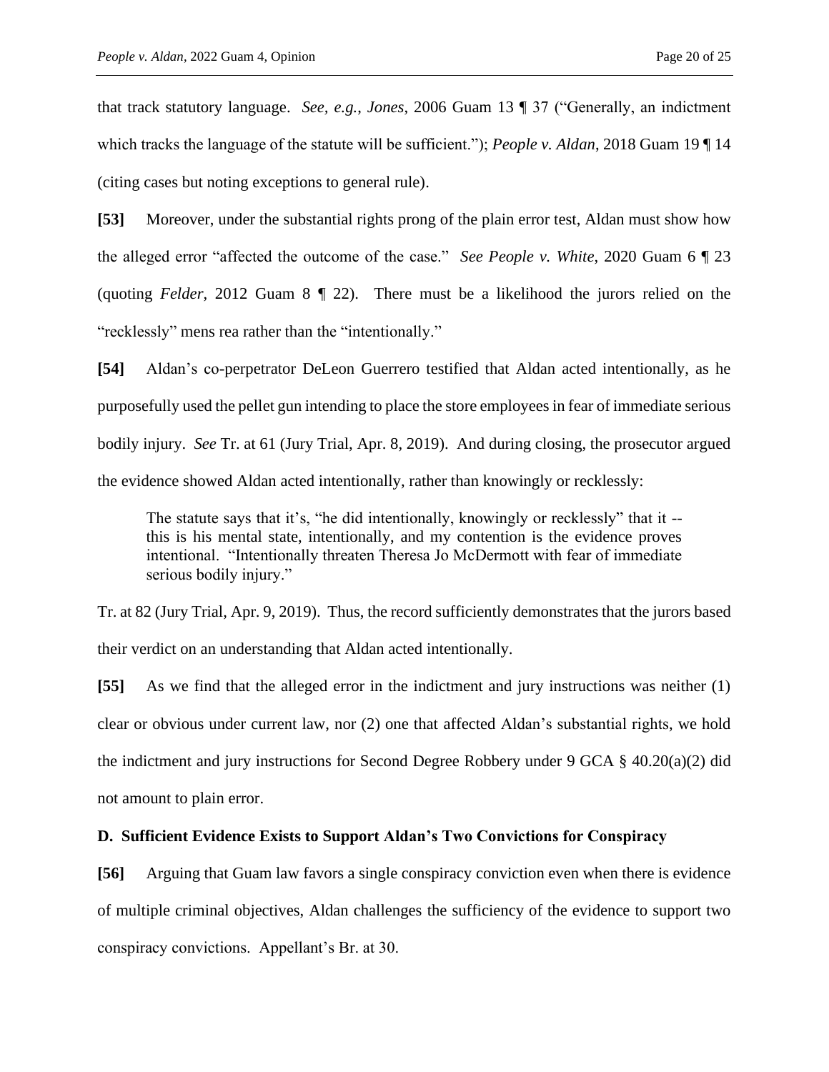that track statutory language. *See, e.g.*, *Jones*, 2006 Guam 13 ¶ 37 ("Generally, an indictment which tracks the language of the statute will be sufficient."); *People v. Aldan*, 2018 Guam 19 ¶ 14 (citing cases but noting exceptions to general rule).

**[53]** Moreover, under the substantial rights prong of the plain error test, Aldan must show how the alleged error "affected the outcome of the case." *See People v. White*, 2020 Guam 6 ¶ 23 (quoting *Felder*, 2012 Guam 8 ¶ 22). There must be a likelihood the jurors relied on the "recklessly" mens rea rather than the "intentionally."

**[54]** Aldan's co-perpetrator DeLeon Guerrero testified that Aldan acted intentionally, as he purposefully used the pellet gun intending to place the store employees in fear of immediate serious bodily injury. *See* Tr. at 61 (Jury Trial, Apr. 8, 2019). And during closing, the prosecutor argued the evidence showed Aldan acted intentionally, rather than knowingly or recklessly:

> The statute says that it's, "he did intentionally, knowingly or recklessly" that it -- this is his mental state, intentionally, and my contention is the evidence proves intentional. "Intentionally threaten Theresa Jo McDermott with fear of immediate serious bodily injury."

Tr. at 82 (Jury Trial, Apr. 9, 2019). Thus, the record sufficiently demonstrates that the jurors based their verdict on an understanding that Aldan acted intentionally.

**[55]** As we find that the alleged error in the indictment and jury instructions was neither (1) clear or obvious under current law, nor (2) one that affected Aldan's substantial rights, we hold the indictment and jury instructions for Second Degree Robbery under 9 GCA § 40.20(a)(2) did not amount to plain error.

### D. Sufficient Evidence Exists to Support Aldan's Two Convictions for Conspiracy

**[56]** Arguing that Guam law favors a single conspiracy conviction even when there is evidence of multiple criminal objectives, Aldan challenges the sufficiency of the evidence to support two conspiracy convictions. Appellant's Br. at 30.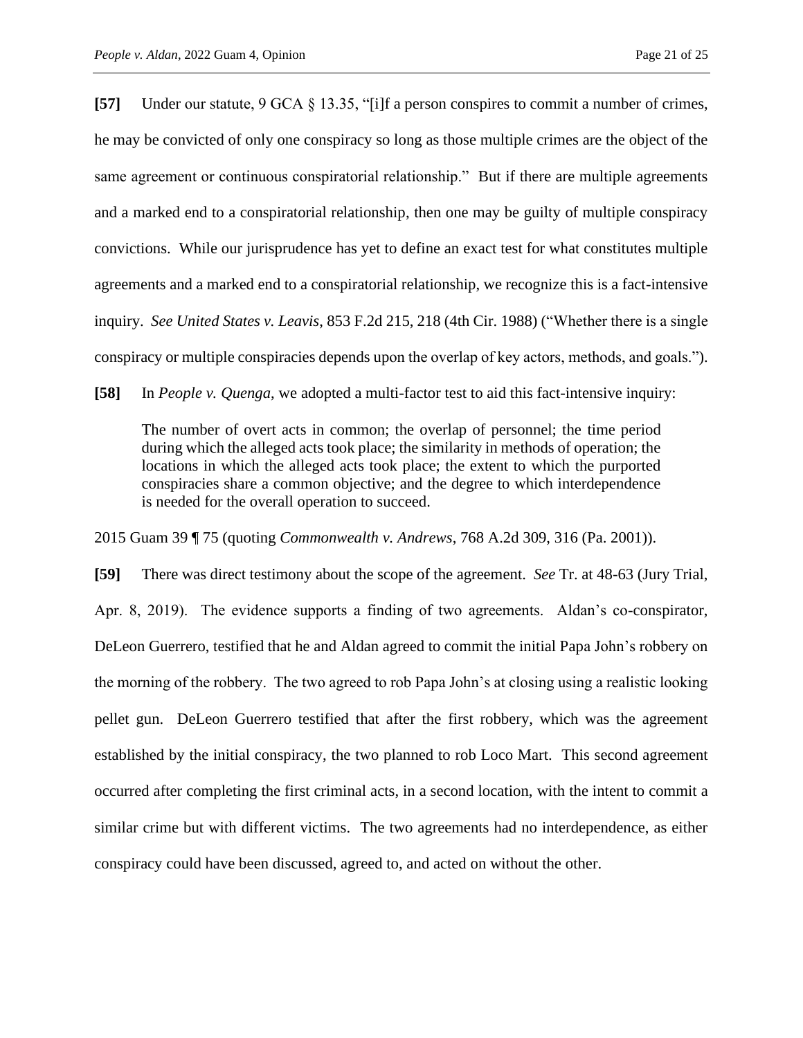**[57]** Under our statute, 9 GCA § 13.35, "[i]f a person conspires to commit a number of crimes, he may be convicted of only one conspiracy so long as those multiple crimes are the object of the same agreement or continuous conspiratorial relationship." But if there are multiple agreements and a marked end to a conspiratorial relationship, then one may be guilty of multiple conspiracy convictions. While our jurisprudence has yet to define an exact test for what constitutes multiple agreements and a marked end to a conspiratorial relationship, we recognize this is a fact-intensive inquiry. *See United States v. Leavis*, 853 F.2d 215, 218 (4th Cir. 1988) ("Whether there is a single conspiracy or multiple conspiracies depends upon the overlap of key actors, methods, and goals.").

**[58]** In *People v. Quenga*, we adopted a multi-factor test to aid this fact-intensive inquiry:

> The number of overt acts in common; the overlap of personnel; the time period during which the alleged acts took place; the similarity in methods of operation; the locations in which the alleged acts took place; the extent to which the purported conspiracies share a common objective; and the degree to which interdependence is needed for the overall operation to succeed.

2015 Guam 39 ¶ 75 (quoting *Commonwealth v. Andrews*, 768 A.2d 309, 316 (Pa. 2001)).

**[59]** There was direct testimony about the scope of the agreement. *See* Tr. at 48-63 (Jury Trial, Apr. 8, 2019). The evidence supports a finding of two agreements. Aldan's co-conspirator, DeLeon Guerrero, testified that he and Aldan agreed to commit the initial Papa John's robbery on the morning of the robbery. The two agreed to rob Papa John's at closing using a realistic looking pellet gun. DeLeon Guerrero testified that after the first robbery, which was the agreement established by the initial conspiracy, the two planned to rob Loco Mart. This second agreement occurred after completing the first criminal acts, in a second location, with the intent to commit a similar crime but with different victims. The two agreements had no interdependence, as either conspiracy could have been discussed, agreed to, and acted on without the other.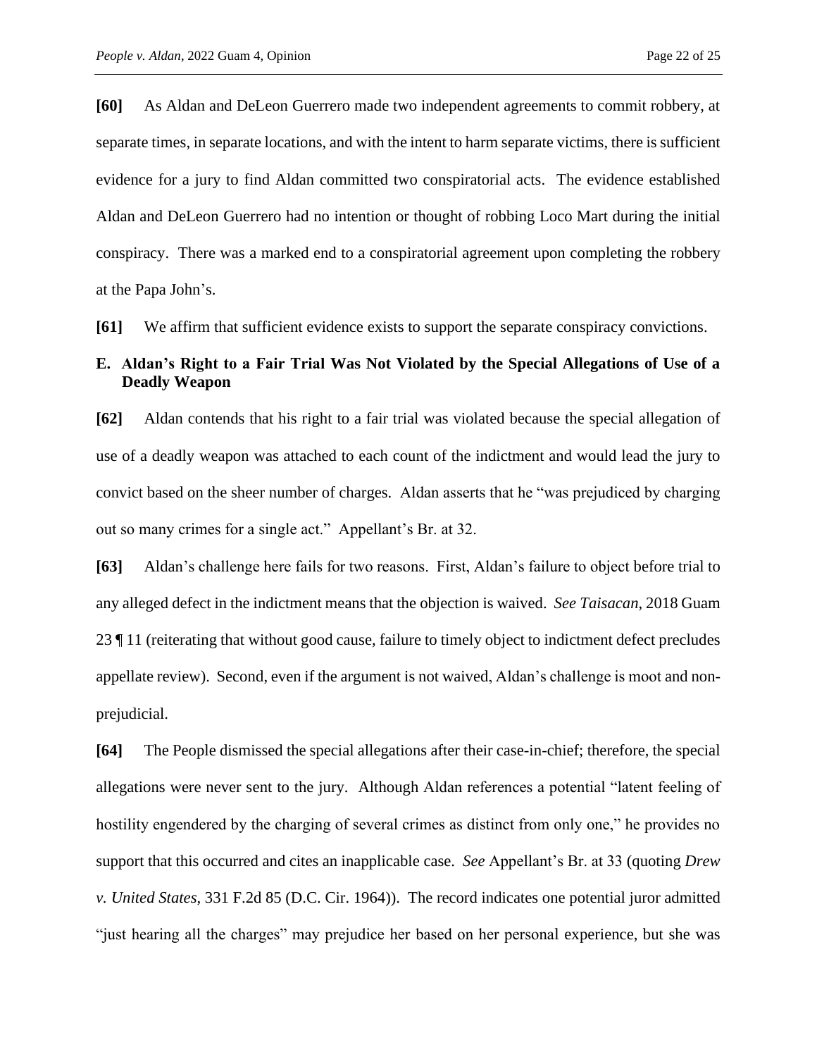**[60]** As Aldan and DeLeon Guerrero made two independent agreements to commit robbery, at separate times, in separate locations, and with the intent to harm separate victims, there is sufficient evidence for a jury to find Aldan committed two conspiratorial acts. The evidence established Aldan and DeLeon Guerrero had no intention or thought of robbing Loco Mart during the initial conspiracy. There was a marked end to a conspiratorial agreement upon completing the robbery at the Papa John's.

**[61]** We affirm that sufficient evidence exists to support the separate conspiracy convictions.

### E. Aldan's Right to a Fair Trial Was Not Violated by the Special Allegations of Use of a Deadly Weapon

**[62]** Aldan contends that his right to a fair trial was violated because the special allegation of use of a deadly weapon was attached to each count of the indictment and would lead the jury to convict based on the sheer number of charges. Aldan asserts that he "was prejudiced by charging out so many crimes for a single act." Appellant's Br. at 32.

**[63]** Aldan's challenge here fails for two reasons. First, Aldan's failure to object before trial to any alleged defect in the indictment means that the objection is waived. *See Taisacan*, 2018 Guam 23 ¶ 11 (reiterating that without good cause, failure to timely object to indictment defect precludes appellate review). Second, even if the argument is not waived, Aldan's challenge is moot and non-prejudicial.

**[64]** The People dismissed the special allegations after their case-in-chief; therefore, the special allegations were never sent to the jury. Although Aldan references a potential "latent feeling of hostility engendered by the charging of several crimes as distinct from only one," he provides no support that this occurred and cites an inapplicable case. *See* Appellant's Br. at 33 (quoting *Drew v. United States*, 331 F.2d 85 (D.C. Cir. 1964)). The record indicates one potential juror admitted "just hearing all the charges" may prejudice her based on her personal experience, but she was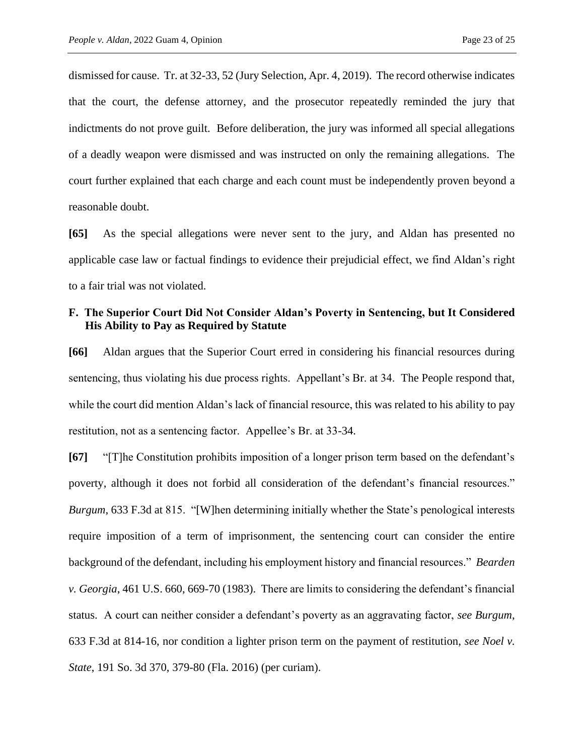dismissed for cause. Tr. at 32-33, 52 (Jury Selection, Apr. 4, 2019). The record otherwise indicates that the court, the defense attorney, and the prosecutor repeatedly reminded the jury that indictments do not prove guilt. Before deliberation, the jury was informed all special allegations of a deadly weapon were dismissed and was instructed on only the remaining allegations. The court further explained that each charge and each count must be independently proven beyond a reasonable doubt.

**[65]** As the special allegations were never sent to the jury, and Aldan has presented no applicable case law or factual findings to evidence their prejudicial effect, we find Aldan's right to a fair trial was not violated.

### F. The Superior Court Did Not Consider Aldan's Poverty in Sentencing, but It Considered His Ability to Pay as Required by Statute

**[66]** Aldan argues that the Superior Court erred in considering his financial resources during sentencing, thus violating his due process rights. Appellant's Br. at 34. The People respond that, while the court did mention Aldan's lack of financial resource, this was related to his ability to pay restitution, not as a sentencing factor. Appellee's Br. at 33-34.

**[67]** "[T]he Constitution prohibits imposition of a longer prison term based on the defendant's poverty, although it does not forbid all consideration of the defendant's financial resources." *Burgum*, 633 F.3d at 815. "[W]hen determining initially whether the State's penological interests require imposition of a term of imprisonment, the sentencing court can consider the entire background of the defendant, including his employment history and financial resources." *Bearden v. Georgia*, 461 U.S. 660, 669-70 (1983). There are limits to considering the defendant's financial status. A court can neither consider a defendant's poverty as an aggravating factor, *see Burgum*, 633 F.3d at 814-16, nor condition a lighter prison term on the payment of restitution, *see Noel v. State*, 191 So. 3d 370, 379-80 (Fla. 2016) (per curiam).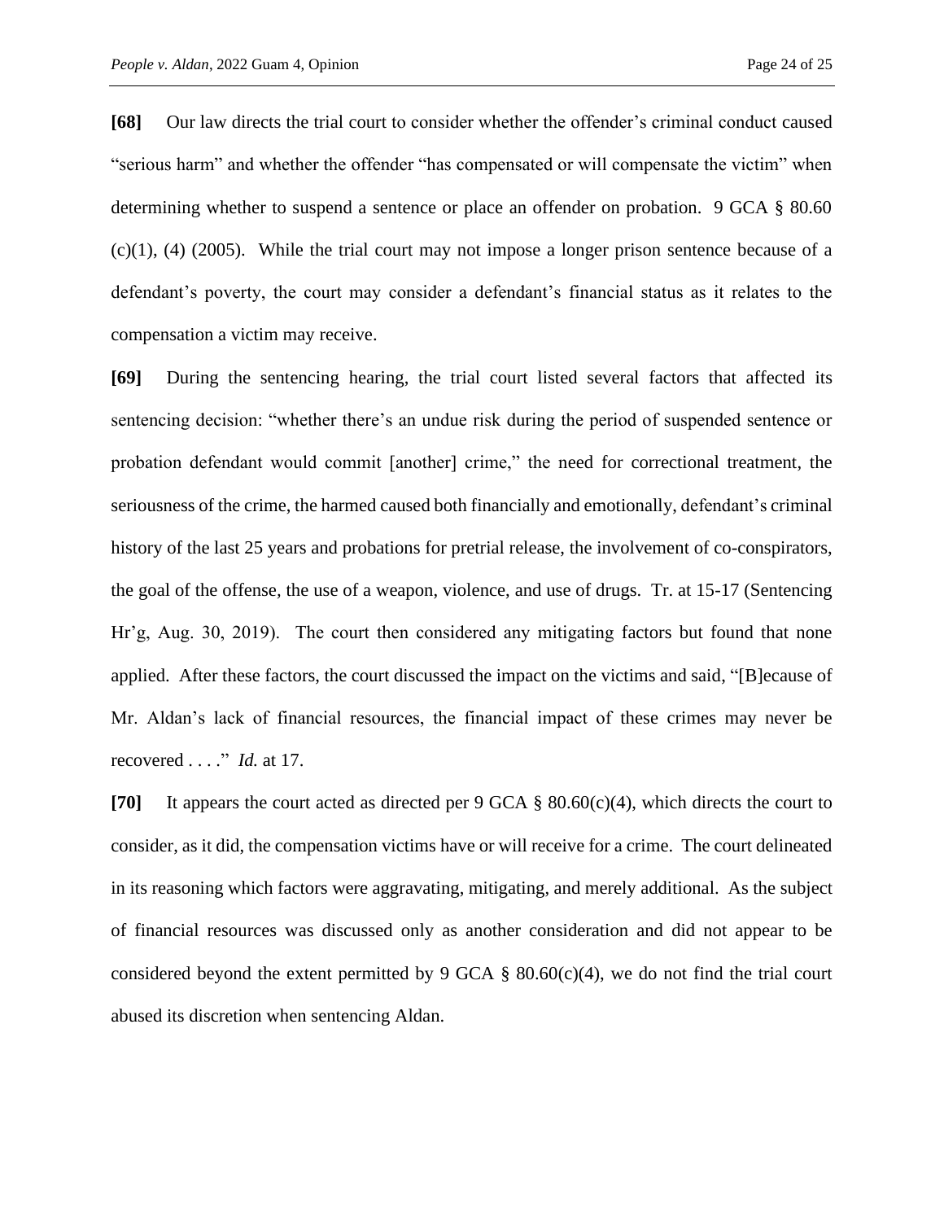**[68]** Our law directs the trial court to consider whether the offender's criminal conduct caused "serious harm" and whether the offender "has compensated or will compensate the victim" when determining whether to suspend a sentence or place an offender on probation. 9 GCA § 80.60 (c)(1), (4) (2005). While the trial court may not impose a longer prison sentence because of a defendant's poverty, the court may consider a defendant's financial status as it relates to the compensation a victim may receive.

**[69]** During the sentencing hearing, the trial court listed several factors that affected its sentencing decision: "whether there's an undue risk during the period of suspended sentence or probation defendant would commit [another] crime," the need for correctional treatment, the seriousness of the crime, the harmed caused both financially and emotionally, defendant's criminal history of the last 25 years and probations for pretrial release, the involvement of co-conspirators, the goal of the offense, the use of a weapon, violence, and use of drugs. Tr. at 15-17 (Sentencing Hr'g, Aug. 30, 2019). The court then considered any mitigating factors but found that none applied. After these factors, the court discussed the impact on the victims and said, "[B]ecause of Mr. Aldan's lack of financial resources, the financial impact of these crimes may never be recovered . . . ." *Id.* at 17.

**[70]** It appears the court acted as directed per 9 GCA § 80.60(c)(4), which directs the court to consider, as it did, the compensation victims have or will receive for a crime. The court delineated in its reasoning which factors were aggravating, mitigating, and merely additional. As the subject of financial resources was discussed only as another consideration and did not appear to be considered beyond the extent permitted by 9 GCA § 80.60(c)(4), we do not find the trial court abused its discretion when sentencing Aldan.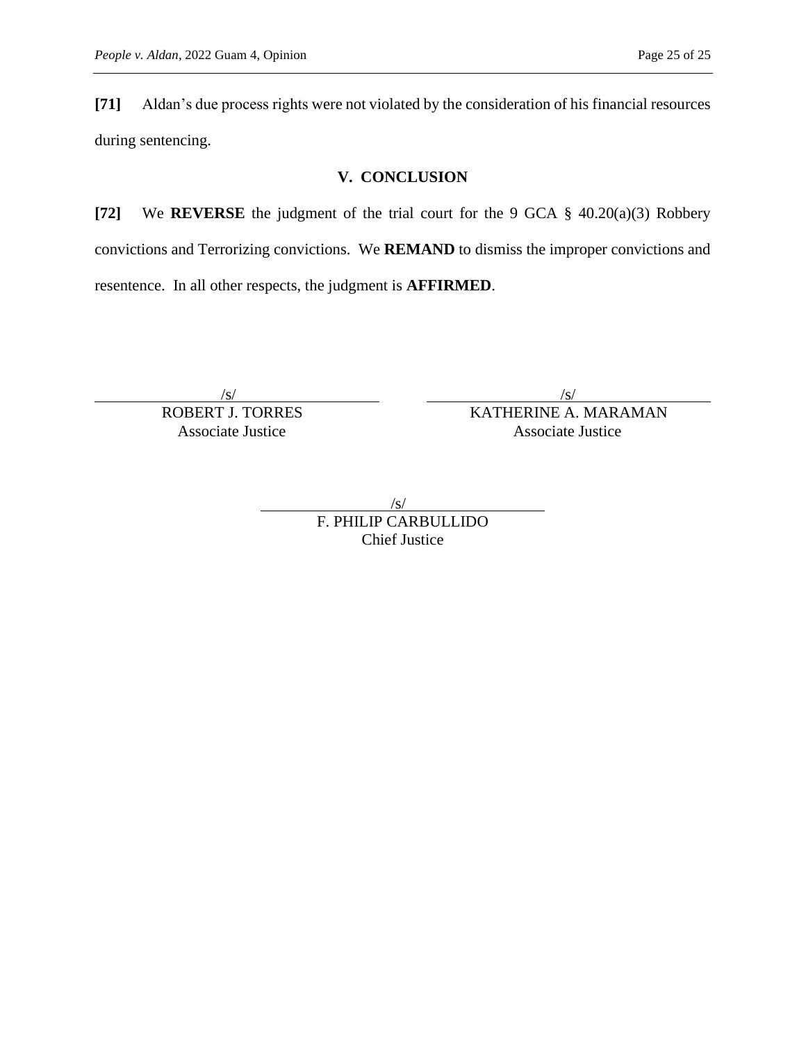**[71]** Aldan's due process rights were not violated by the consideration of his financial resources during sentencing.

## V. CONCLUSION

**[72]** We **REVERSE** the judgment of the trial court for the 9 GCA § 40.20(a)(3) Robbery convictions and Terrorizing convictions. We **REMAND** to dismiss the improper convictions and resentence. In all other respects, the judgment is **AFFIRMED**.

/s/
ROBERT J. TORRES
Associate Justice

/s/
KATHERINE A. MARAMAN
Associate Justice

/s/
F. PHILIP CARBULLIDO
Chief Justice